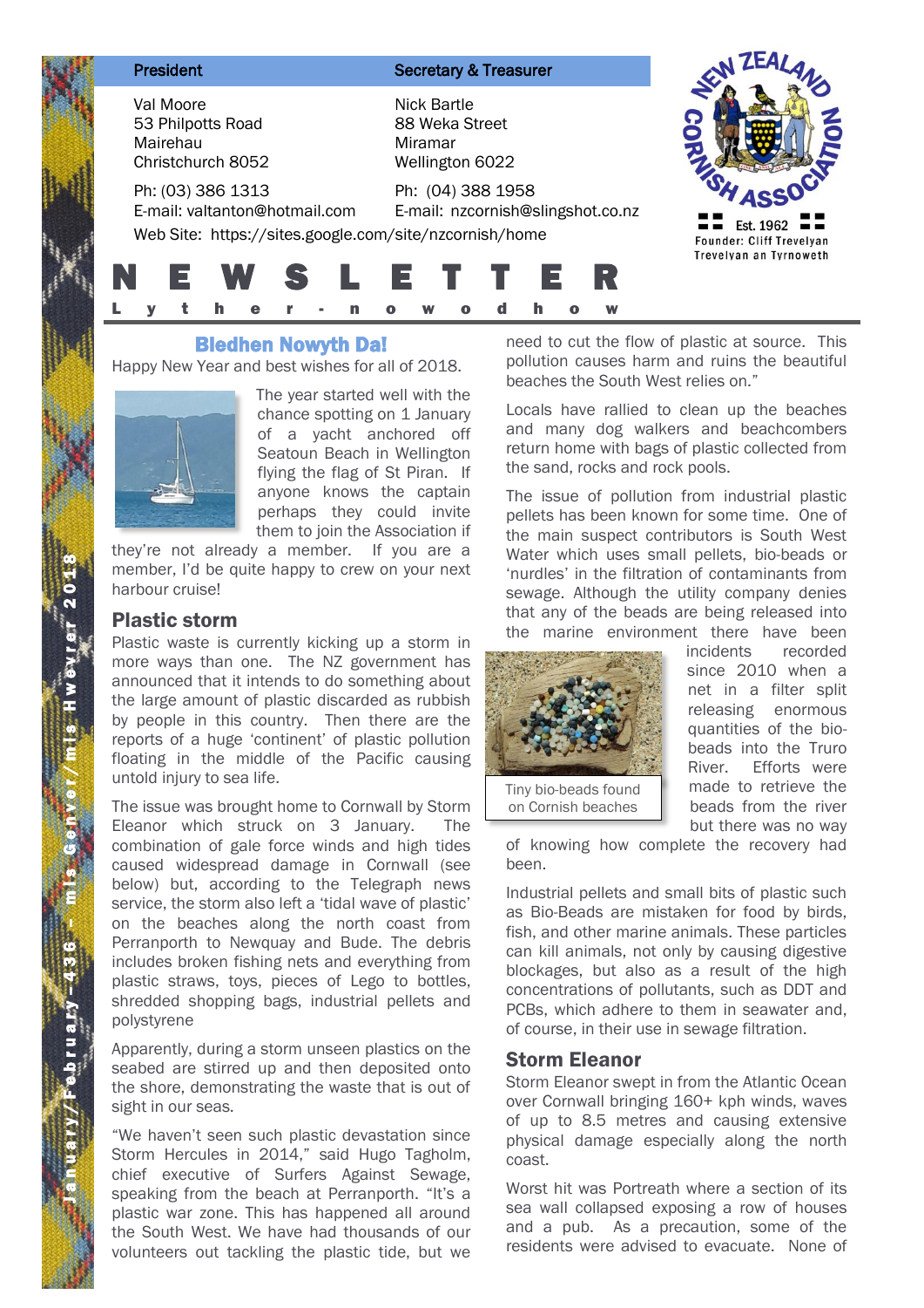| President | Secretary & Treasurer |
|---|---|
| Val Moore<br>53 Philpotts Road<br>Mairehau<br>Christchurch 8052 | Nick Bartle<br>88 Weka Street<br>Miramar<br>Wellington 6022 |
| Ph: (03) 386 1313<br>E-mail: valtanton@hotmail.com | Ph: (04) 388 1958<br>E-mail: nzcornish@slingshot.co.nz |

Web Site: https://sites.google.com/site/nzcornish/home

New Zealand Cornish Association
Est. 1962
Founder: Cliff Trevelyan
Trevelyan an Tyrnoweth

# NEWSLETTER

## Lyther-nowodhow

January/February-436 – mis Genver/mis Hwevrer 2018

## Bledhen Nowyth Da!

Happy New Year and best wishes for all of 2018.

The year started well with the chance spotting on 1 January of a yacht anchored off Seatoun Beach in Wellington flying the flag of St Piran. If anyone knows the captain perhaps they could invite them to join the Association if they're not already a member. If you are a member, I'd be quite happy to crew on your next harbour cruise!

## Plastic storm

Plastic waste is currently kicking up a storm in more ways than one. The NZ government has announced that it intends to do something about the large amount of plastic discarded as rubbish by people in this country. Then there are the reports of a huge 'continent' of plastic pollution floating in the middle of the Pacific causing untold injury to sea life.

The issue was brought home to Cornwall by Storm Eleanor which struck on 3 January. The combination of gale force winds and high tides caused widespread damage in Cornwall (see below) but, according to the Telegraph news service, the storm also left a 'tidal wave of plastic' on the beaches along the north coast from Perranporth to Newquay and Bude. The debris includes broken fishing nets and everything from plastic straws, toys, pieces of Lego to bottles, shredded shopping bags, industrial pellets and polystyrene

Apparently, during a storm unseen plastics on the seabed are stirred up and then deposited onto the shore, demonstrating the waste that is out of sight in our seas.

"We haven't seen such plastic devastation since Storm Hercules in 2014," said Hugo Tagholm, chief executive of Surfers Against Sewage, speaking from the beach at Perranporth. "It's a plastic war zone. This has happened all around the South West. We have had thousands of our volunteers out tackling the plastic tide, but we need to cut the flow of plastic at source. This pollution causes harm and ruins the beautiful beaches the South West relies on."

Locals have rallied to clean up the beaches and many dog walkers and beachcombers return home with bags of plastic collected from the sand, rocks and rock pools.

The issue of pollution from industrial plastic pellets has been known for some time. One of the main suspect contributors is South West Water which uses small pellets, bio-beads or 'nurdles' in the filtration of contaminants from sewage. Although the utility company denies that any of the beads are being released into the marine environment there have been incidents recorded since 2010 when a net in a filter split releasing enormous quantities of the bio-beads into the Truro River. Efforts were made to retrieve the beads from the river but there was no way of knowing how complete the recovery had been.

Tiny bio-beads found on Cornish beaches

Industrial pellets and small bits of plastic such as Bio-Beads are mistaken for food by birds, fish, and other marine animals. These particles can kill animals, not only by causing digestive blockages, but also as a result of the high concentrations of pollutants, such as DDT and PCBs, which adhere to them in seawater and, of course, in their use in sewage filtration.

## Storm Eleanor

Storm Eleanor swept in from the Atlantic Ocean over Cornwall bringing 160+ kph winds, waves of up to 8.5 metres and causing extensive physical damage especially along the north coast.

Worst hit was Portreath where a section of its sea wall collapsed exposing a row of houses and a pub. As a precaution, some of the residents were advised to evacuate. None of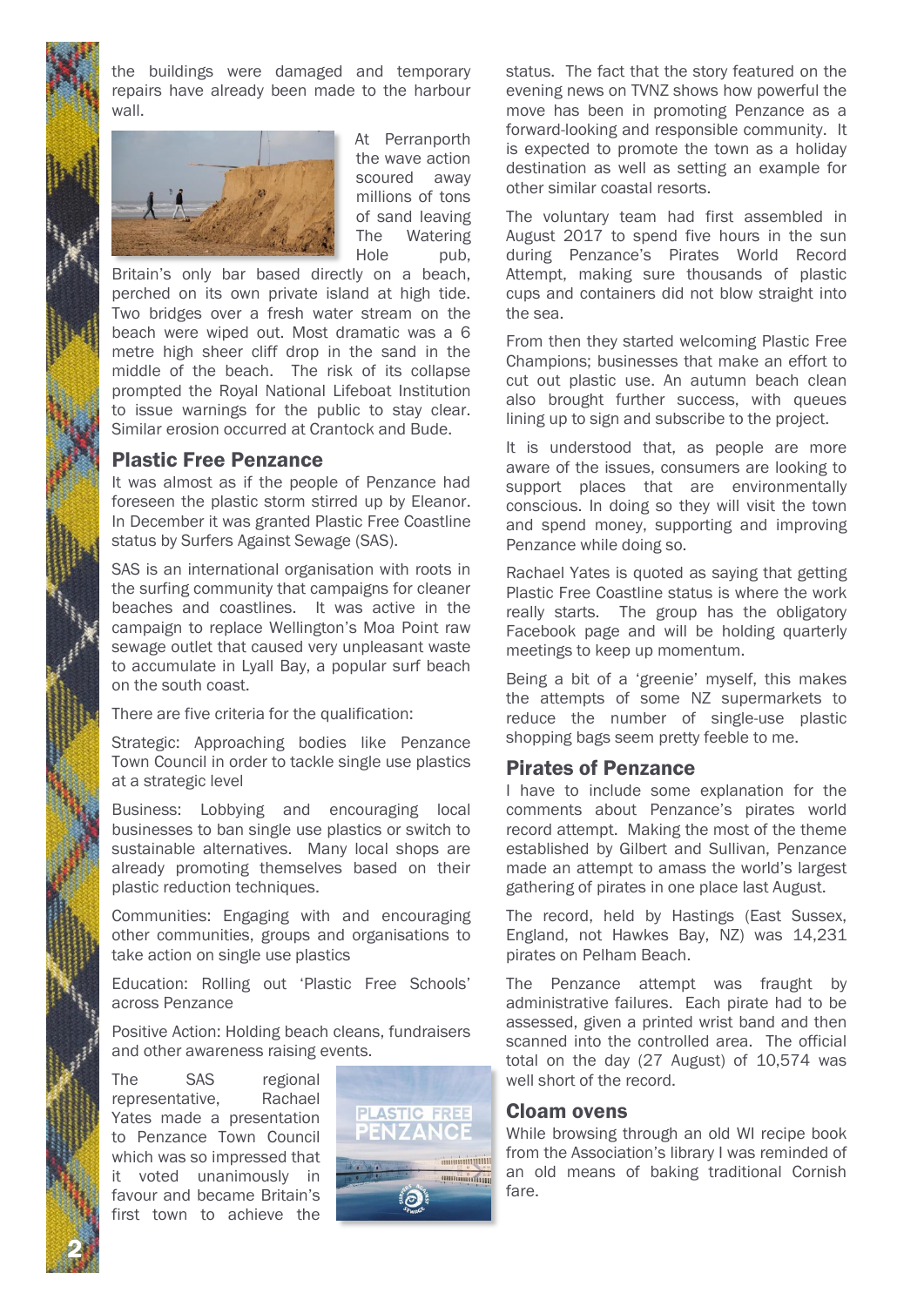the buildings were damaged and temporary repairs have already been made to the harbour wall.

At Perranporth the wave action scoured away millions of tons of sand leaving The Watering Hole pub, Britain's only bar based directly on a beach, perched on its own private island at high tide. Two bridges over a fresh water stream on the beach were wiped out. Most dramatic was a 6 metre high sheer cliff drop in the sand in the middle of the beach. The risk of its collapse prompted the Royal National Lifeboat Institution to issue warnings for the public to stay clear. Similar erosion occurred at Crantock and Bude.

## Plastic Free Penzance

It was almost as if the people of Penzance had foreseen the plastic storm stirred up by Eleanor. In December it was granted Plastic Free Coastline status by Surfers Against Sewage (SAS).

SAS is an international organisation with roots in the surfing community that campaigns for cleaner beaches and coastlines. It was active in the campaign to replace Wellington's Moa Point raw sewage outlet that caused very unpleasant waste to accumulate in Lyall Bay, a popular surf beach on the south coast.

There are five criteria for the qualification:

Strategic: Approaching bodies like Penzance Town Council in order to tackle single use plastics at a strategic level

Business: Lobbying and encouraging local businesses to ban single use plastics or switch to sustainable alternatives. Many local shops are already promoting themselves based on their plastic reduction techniques.

Communities: Engaging with and encouraging other communities, groups and organisations to take action on single use plastics

Education: Rolling out 'Plastic Free Schools' across Penzance

Positive Action: Holding beach cleans, fundraisers and other awareness raising events.

The SAS regional representative, Rachael Yates made a presentation to Penzance Town Council which was so impressed that it voted unanimously in favour and became Britain's first town to achieve the status. The fact that the story featured on the evening news on TVNZ shows how powerful the move has been in promoting Penzance as a forward-looking and responsible community. It is expected to promote the town as a holiday destination as well as setting an example for other similar coastal resorts.

The voluntary team had first assembled in August 2017 to spend five hours in the sun during Penzance's Pirates World Record Attempt, making sure thousands of plastic cups and containers did not blow straight into the sea.

From then they started welcoming Plastic Free Champions; businesses that make an effort to cut out plastic use. An autumn beach clean also brought further success, with queues lining up to sign and subscribe to the project.

It is understood that, as people are more aware of the issues, consumers are looking to support places that are environmentally conscious. In doing so they will visit the town and spend money, supporting and improving Penzance while doing so.

Rachael Yates is quoted as saying that getting Plastic Free Coastline status is where the work really starts. The group has the obligatory Facebook page and will be holding quarterly meetings to keep up momentum.

Being a bit of a 'greenie' myself, this makes the attempts of some NZ supermarkets to reduce the number of single-use plastic shopping bags seem pretty feeble to me.

## Pirates of Penzance

I have to include some explanation for the comments about Penzance's pirates world record attempt. Making the most of the theme established by Gilbert and Sullivan, Penzance made an attempt to amass the world's largest gathering of pirates in one place last August.

The record, held by Hastings (East Sussex, England, not Hawkes Bay, NZ) was 14,231 pirates on Pelham Beach.

The Penzance attempt was fraught by administrative failures. Each pirate had to be assessed, given a printed wrist band and then scanned into the controlled area. The official total on the day (27 August) of 10,574 was well short of the record.

## Cloam ovens

While browsing through an old WI recipe book from the Association's library I was reminded of an old means of baking traditional Cornish fare.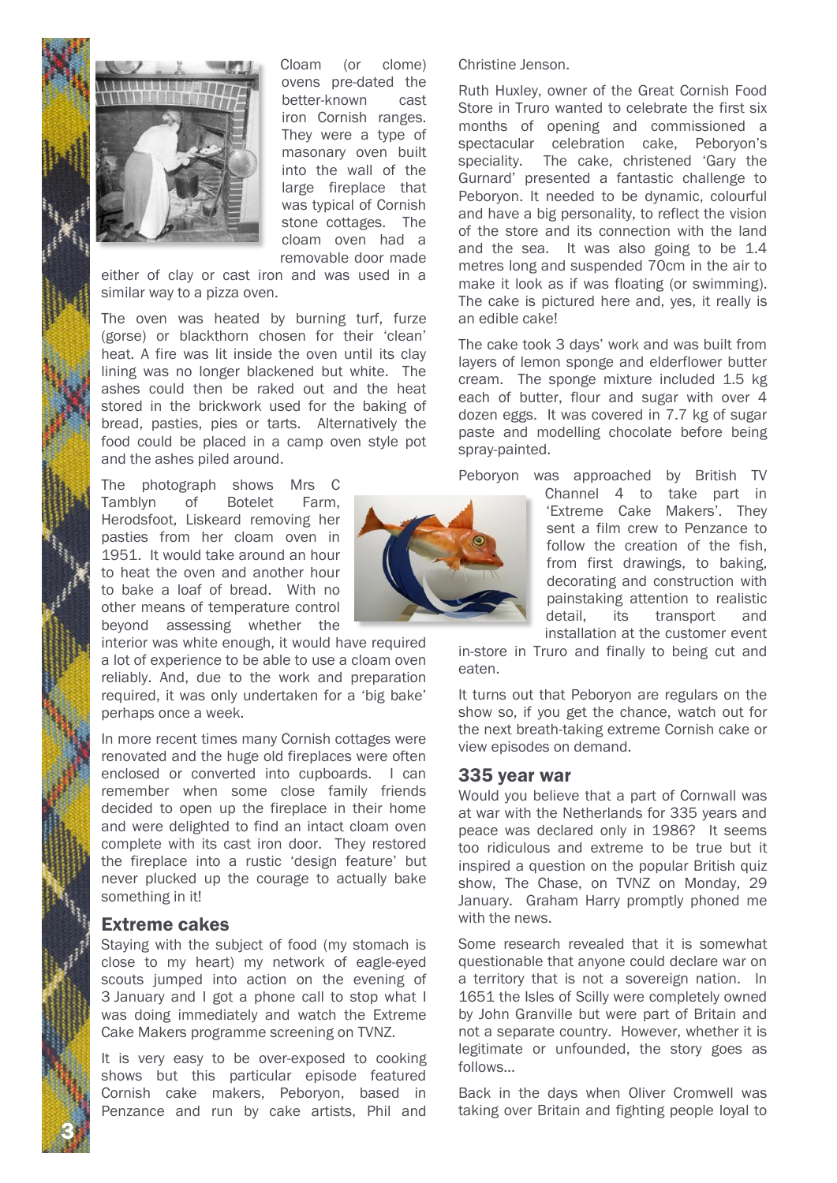Cloam (or clome) ovens pre-dated the better-known cast iron Cornish ranges. They were a type of masonary oven built into the wall of the large fireplace that was typical of Cornish stone cottages. The cloam oven had a removable door made either of clay or cast iron and was used in a similar way to a pizza oven.

The oven was heated by burning turf, furze (gorse) or blackthorn chosen for their 'clean' heat. A fire was lit inside the oven until its clay lining was no longer blackened but white. The ashes could then be raked out and the heat stored in the brickwork used for the baking of bread, pasties, pies or tarts. Alternatively the food could be placed in a camp oven style pot and the ashes piled around.

The photograph shows Mrs C Tamblyn of Botelet Farm, Herodsfoot, Liskeard removing her pasties from her cloam oven in 1951. It would take around an hour to heat the oven and another hour to bake a loaf of bread. With no other means of temperature control beyond assessing whether the interior was white enough, it would have required a lot of experience to be able to use a cloam oven reliably. And, due to the work and preparation required, it was only undertaken for a 'big bake' perhaps once a week.

In more recent times many Cornish cottages were renovated and the huge old fireplaces were often enclosed or converted into cupboards. I can remember when some close family friends decided to open up the fireplace in their home and were delighted to find an intact cloam oven complete with its cast iron door. They restored the fireplace into a rustic 'design feature' but never plucked up the courage to actually bake something in it!

## Extreme cakes

Staying with the subject of food (my stomach is close to my heart) my network of eagle-eyed scouts jumped into action on the evening of 3 January and I got a phone call to stop what I was doing immediately and watch the Extreme Cake Makers programme screening on TVNZ.

It is very easy to be over-exposed to cooking shows but this particular episode featured Cornish cake makers, Peboryon, based in Penzance and run by cake artists, Phil and Christine Jenson.

Ruth Huxley, owner of the Great Cornish Food Store in Truro wanted to celebrate the first six months of opening and commissioned a spectacular celebration cake, Peboryon's speciality. The cake, christened 'Gary the Gurnard' presented a fantastic challenge to Peboryon. It needed to be dynamic, colourful and have a big personality, to reflect the vision of the store and its connection with the land and the sea. It was also going to be 1.4 metres long and suspended 70cm in the air to make it look as if was floating (or swimming). The cake is pictured here and, yes, it really is an edible cake!

The cake took 3 days' work and was built from layers of lemon sponge and elderflower butter cream. The sponge mixture included 1.5 kg each of butter, flour and sugar with over 4 dozen eggs. It was covered in 7.7 kg of sugar paste and modelling chocolate before being spray-painted.

Peboryon was approached by British TV Channel 4 to take part in 'Extreme Cake Makers'. They sent a film crew to Penzance to follow the creation of the fish, from first drawings, to baking, decorating and construction with painstaking attention to realistic detail, its transport and installation at the customer event in-store in Truro and finally to being cut and eaten.

It turns out that Peboryon are regulars on the show so, if you get the chance, watch out for the next breath-taking extreme Cornish cake or view episodes on demand.

## 335 year war

Would you believe that a part of Cornwall was at war with the Netherlands for 335 years and peace was declared only in 1986? It seems too ridiculous and extreme to be true but it inspired a question on the popular British quiz show, The Chase, on TVNZ on Monday, 29 January. Graham Harry promptly phoned me with the news.

Some research revealed that it is somewhat questionable that anyone could declare war on a territory that is not a sovereign nation. In 1651 the Isles of Scilly were completely owned by John Granville but were part of Britain and not a separate country. However, whether it is legitimate or unfounded, the story goes as follows...

Back in the days when Oliver Cromwell was taking over Britain and fighting people loyal to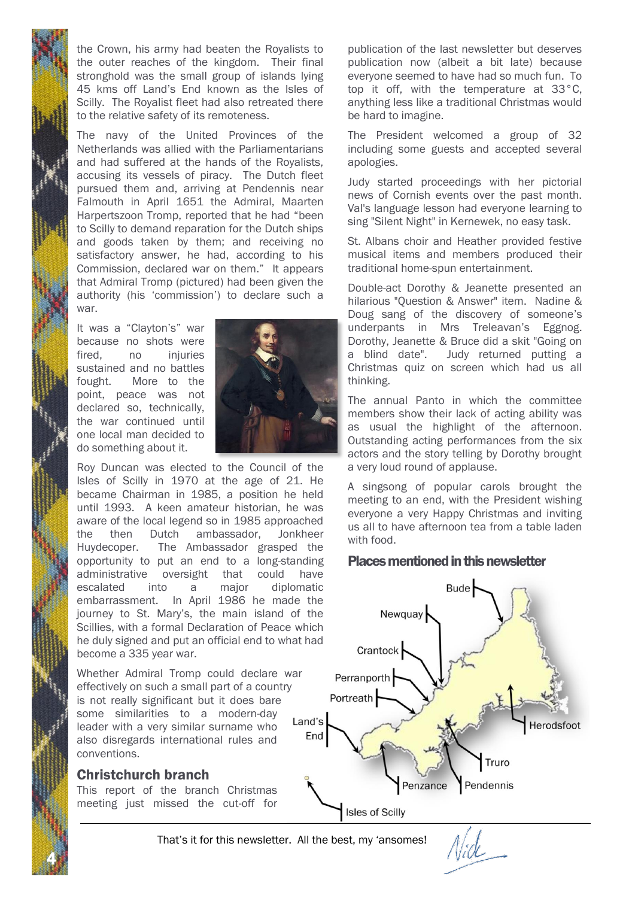the Crown, his army had beaten the Royalists to the outer reaches of the kingdom. Their final stronghold was the small group of islands lying 45 kms off Land's End known as the Isles of Scilly. The Royalist fleet had also retreated there to the relative safety of its remoteness.

The navy of the United Provinces of the Netherlands was allied with the Parliamentarians and had suffered at the hands of the Royalists, accusing its vessels of piracy. The Dutch fleet pursued them and, arriving at Pendennis near Falmouth in April 1651 the Admiral, Maarten Harpertszoon Tromp, reported that he had "been to Scilly to demand reparation for the Dutch ships and goods taken by them; and receiving no satisfactory answer, he had, according to his Commission, declared war on them." It appears that Admiral Tromp (pictured) had been given the authority (his 'commission') to declare such a war.

It was a "Clayton's" war because no shots were fired, no injuries sustained and no battles fought. More to the point, peace was not declared so, technically, the war continued until one local man decided to do something about it.

Roy Duncan was elected to the Council of the Isles of Scilly in 1970 at the age of 21. He became Chairman in 1985, a position he held until 1993. A keen amateur historian, he was aware of the local legend so in 1985 approached the then Dutch ambassador, Jonkheer Huydecoper. The Ambassador grasped the opportunity to put an end to a long-standing administrative oversight that could have escalated into a major diplomatic embarrassment. In April 1986 he made the journey to St. Mary's, the main island of the Scillies, with a formal Declaration of Peace which he duly signed and put an official end to what had become a 335 year war.

Whether Admiral Tromp could declare war effectively on such a small part of a country is not really significant but it does bare some similarities to a modern-day leader with a very similar surname who also disregards international rules and conventions.

## Christchurch branch

This report of the branch Christmas meeting just missed the cut-off for publication of the last newsletter but deserves publication now (albeit a bit late) because everyone seemed to have had so much fun. To top it off, with the temperature at 33°C, anything less like a traditional Christmas would be hard to imagine.

The President welcomed a group of 32 including some guests and accepted several apologies.

Judy started proceedings with her pictorial news of Cornish events over the past month. Val's language lesson had everyone learning to sing "Silent Night" in Kernewek, no easy task.

St. Albans choir and Heather provided festive musical items and members produced their traditional home-spun entertainment.

Double-act Dorothy & Jeanette presented an hilarious "Question & Answer" item. Nadine & Doug sang of the discovery of someone's underpants in Mrs Treleavan's Eggnog. Dorothy, Jeanette & Bruce did a skit "Going on a blind date". Judy returned putting a Christmas quiz on screen which had us all thinking.

The annual Panto in which the committee members show their lack of acting ability was as usual the highlight of the afternoon. Outstanding acting performances from the six actors and the story telling by Dorothy brought a very loud round of applause.

A singsong of popular carols brought the meeting to an end, with the President wishing everyone a very Happy Christmas and inviting us all to have afternoon tea from a table laden with food.

## Places mentioned in this newsletter

Bude
Newquay
Crantock
Perranporth
Portreath
Land's End
Herodsfoot
Truro
Penzance
Pendennis
Isles of Scilly

That's it for this newsletter. All the best, my 'ansomes!

Nick